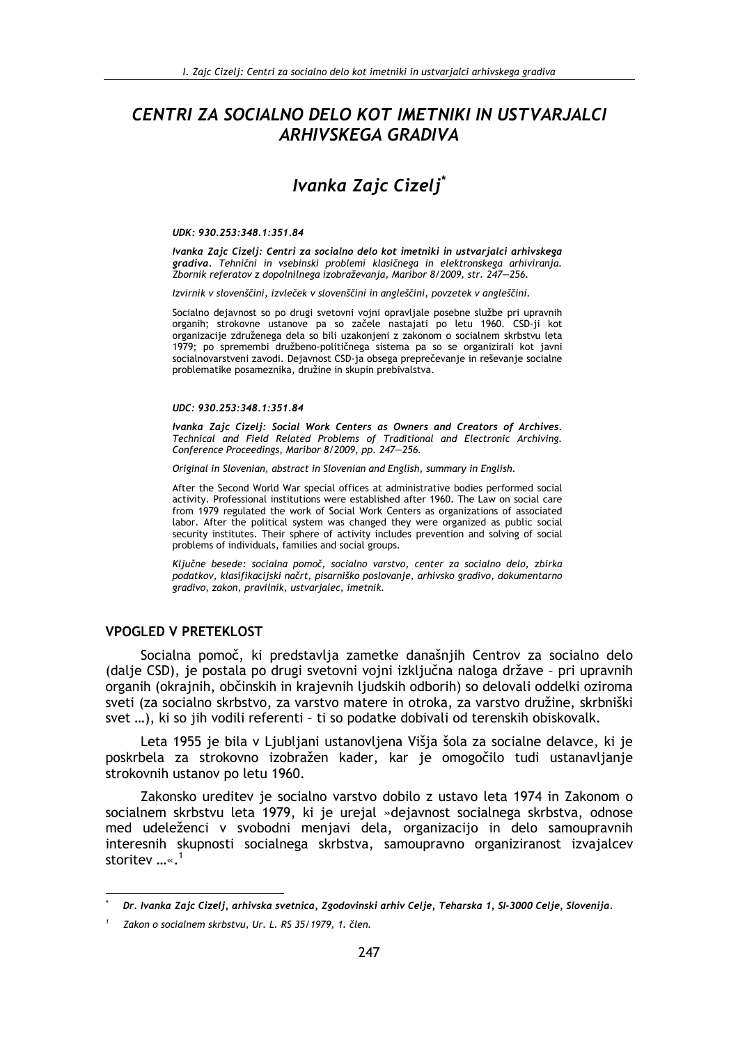# CENTRI ZA SOCIALNO DELO KOT IMETNIKI IN USTVARJALCI ARHIVSKEGA GRADIVA

## *Ivanka Zajc Cizelj*[*]

*UDK: 930.253:348.1:351.84*

***Ivanka Zajc Cizelj: Centri za socialno delo kot imetniki in ustvarjalci arhivskega gradiva**. Tehnični in vsebinski problemi klasičnega in elektronskega arhiviranja. Zbornik referatov z dopolnilnega izobraževanja, Maribor 8/2009, str. 247—256.*

*Izvirnik v slovenščini, izvleček v slovenščini in angleščini, povzetek v angleščini.*

Socialno dejavnost so po drugi svetovni vojni opravljale posebne službe pri upravnih organih; strokovne ustanove pa so začele nastajati po letu 1960. CSD-ji kot organizacije združenega dela so bili uzakonjeni z zakonom o socialnem skrbstvu leta 1979; po spremembi družbeno-političnega sistema pa so se organizirali kot javni socialnovarstveni zavodi. Dejavnost CSD-ja obsega preprečevanje in reševanje socialne problematike posameznika, družine in skupin prebivalstva.

*UDC: 930.253:348.1:351.84*

***Ivanka Zajc Cizelj: Social Work Centers as Owners and Creators of Archives**. Technical and Field Related Problems of Traditional and Electronic Archiving. Conference Proceedings, Maribor 8/2009, pp. 247—256.*

*Original in Slovenian, abstract in Slovenian and English, summary in English.*

After the Second World War special offices at administrative bodies performed social activity. Professional institutions were established after 1960. The Law on social care from 1979 regulated the work of Social Work Centers as organizations of associated labor. After the political system was changed they were organized as public social security institutes. Their sphere of activity includes prevention and solving of social problems of individuals, families and social groups.

*Ključne besede: socialna pomoč, socialno varstvo, center za socialno delo, zbirka podatkov, klasifikacijski načrt, pisarniško poslovanje, arhivsko gradivo, dokumentarno gradivo, zakon, pravilnik, ustvarjalec, imetnik.*

### VPOGLED V PRETEKLOST

Socialna pomoč, ki predstavlja zametke današnjih Centrov za socialno delo (dalje CSD), je postala po drugi svetovni vojni izključna naloga države – pri upravnih organih (okrajnih, občinskih in krajevnih ljudskih odborih) so delovali oddelki oziroma sveti (za socialno skrbstvo, za varstvo matere in otroka, za varstvo družine, skrbniški svet …), ki so jih vodili referenti – ti so podatke dobivali od terenskih obiskovalk.

Leta 1955 je bila v Ljubljani ustanovljena Višja šola za socialne delavce, ki je poskrbela za strokovno izobražen kader, kar je omogočilo tudi ustanavljanje strokovnih ustanov po letu 1960.

Zakonsko ureditev je socialno varstvo dobilo z ustavo leta 1974 in Zakonom o socialnem skrbstvu leta 1979, ki je urejal »dejavnost socialnega skrbstva, odnose med udeleženci v svobodni menjavi dela, organizacijo in delo samoupravnih interesnih skupnosti socialnega skrbstva, samoupravno organiziranost izvajalcev storitev …«.[1]

---

[*] *Dr. Ivanka Zajc Cizelj, arhivska svetnica, Zgodovinski arhiv Celje, Teharska 1, SI-3000 Celje, Slovenija.*

[1] *Zakon o socialnem skrbstvu, Ur. L. RS 35/1979, 1. člen.*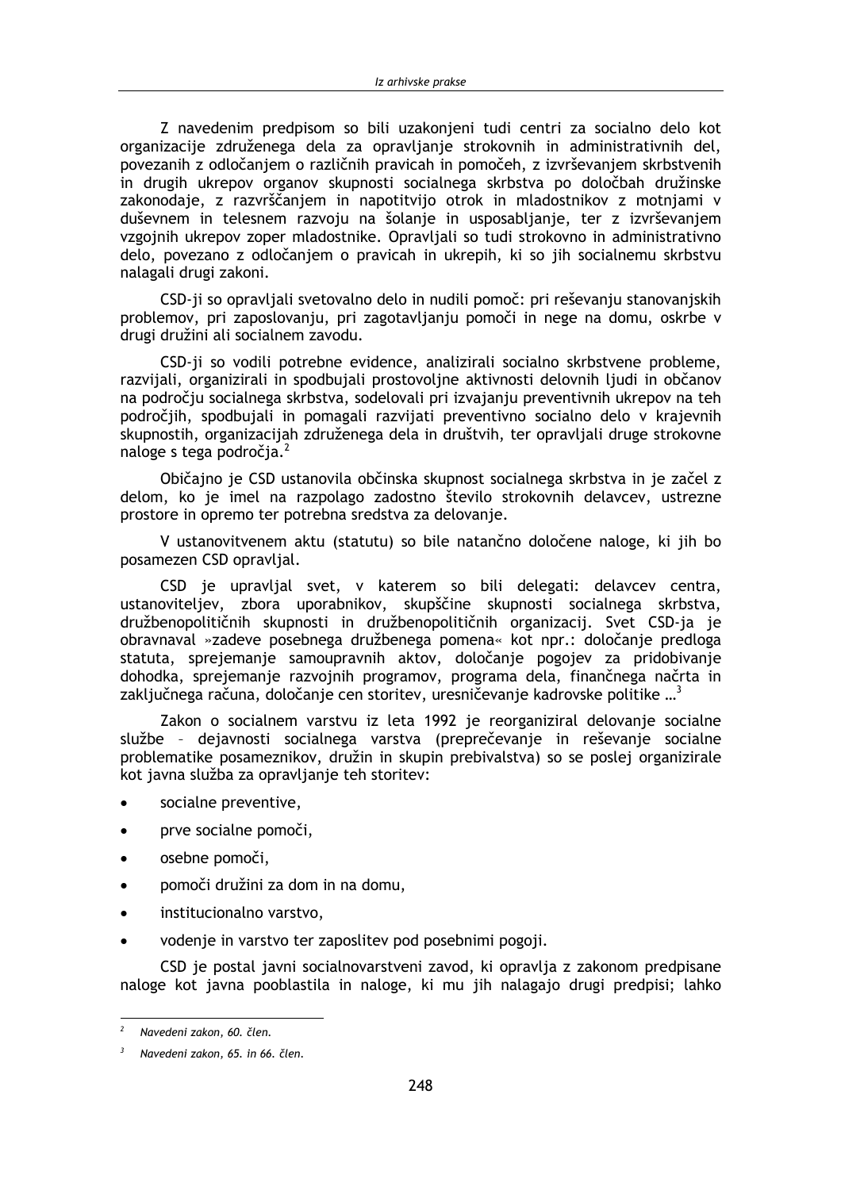Z navedenim predpisom so bili uzakonjeni tudi centri za socialno delo kot organizacije združenega dela za opravljanje strokovnih in administrativnih del, povezanih z odločanjem o različnih pravicah in pomočeh, z izvrševanjem skrbstvenih in drugih ukrepov organov skupnosti socialnega skrbstva po določbah družinske zakonodaje, z razvrščanjem in napotitvijo otrok in mladostnikov z motnjami v duševnem in telesnem razvoju na šolanje in usposabljanje, ter z izvrševanjem vzgojnih ukrepov zoper mladostnike. Opravljali so tudi strokovno in administrativno delo, povezano z odločanjem o pravicah in ukrepih, ki so jih socialnemu skrbstvu nalagali drugi zakoni.

CSD-ji so opravljali svetovalno delo in nudili pomoč: pri reševanju stanovanjskih problemov, pri zaposlovanju, pri zagotavljanju pomoči in nege na domu, oskrbe v drugi družini ali socialnem zavodu.

CSD-ji so vodili potrebne evidence, analizirali socialno skrbstvene probleme, razvijali, organizirali in spodbujali prostovoljne aktivnosti delovnih ljudi in občanov na področju socialnega skrbstva, sodelovali pri izvajanju preventivnih ukrepov na teh področjih, spodbujali in pomagali razvijati preventivno socialno delo v krajevnih skupnostih, organizacijah združenega dela in društvih, ter opravljali druge strokovne naloge s tega področja.[2]

Običajno je CSD ustanovila občinska skupnost socialnega skrbstva in je začel z delom, ko je imel na razpolago zadostno število strokovnih delavcev, ustrezne prostore in opremo ter potrebna sredstva za delovanje.

V ustanovitvenem aktu (statutu) so bile natančno določene naloge, ki jih bo posamezen CSD opravljal.

CSD je upravljal svet, v katerem so bili delegati: delavcev centra, ustanoviteljev, zbora uporabnikov, skupščine skupnosti socialnega skrbstva, družbenopolitičnih skupnosti in družbenopolitičnih organizacij. Svet CSD-ja je obravnaval »zadeve posebnega družbenega pomena« kot npr.: določanje predloga statuta, sprejemanje samoupravnih aktov, določanje pogojev za pridobivanje dohodka, sprejemanje razvojnih programov, programa dela, finančnega načrta in zaključnega računa, določanje cen storitev, uresničevanje kadrovske politike ...[3]

Zakon o socialnem varstvu iz leta 1992 je reorganiziral delovanje socialne službe – dejavnosti socialnega varstva (preprečevanje in reševanje socialne problematike posameznikov, družin in skupin prebivalstva) so se poslej organizirale kot javna služba za opravljanje teh storitev:

- socialne preventive,
- prve socialne pomoči,
- osebne pomoči,
- pomoči družini za dom in na domu,
- institucionalno varstvo,
- vodenje in varstvo ter zaposlitev pod posebnimi pogoji.

CSD je postal javni socialnovarstveni zavod, ki opravlja z zakonom predpisane naloge kot javna pooblastila in naloge, ki mu jih nalagajo drugi predpisi; lahko

---

[2] *Navedeni zakon, 60. člen.*

[3] *Navedeni zakon, 65. in 66. člen.*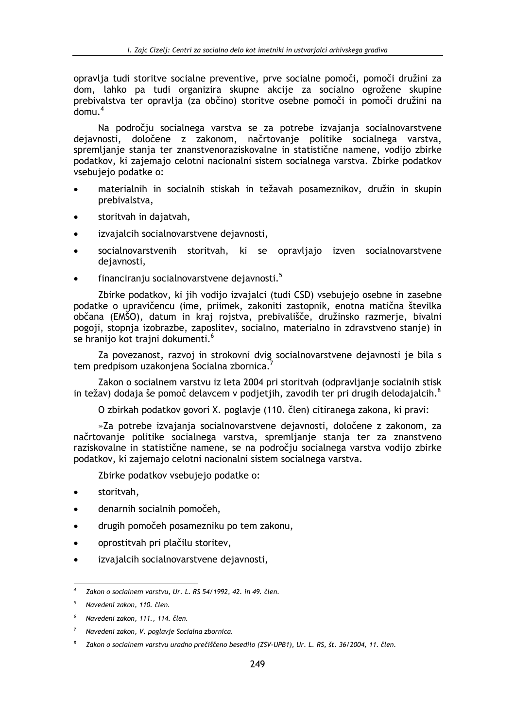opravlja tudi storitve socialne preventive, prve socialne pomoči, pomoči družini za dom, lahko pa tudi organizira skupne akcije za socialno ogrožene skupine prebivalstva ter opravlja (za občino) storitve osebne pomoči in pomoči družini na domu.[4]

Na področju socialnega varstva se za potrebe izvajanja socialnovarstvene dejavnosti, določene z zakonom, načrtovanje politike socialnega varstva, spremljanje stanja ter znanstvenoraziskovalne in statistične namene, vodijo zbirke podatkov, ki zajemajo celotni nacionalni sistem socialnega varstva. Zbirke podatkov vsebujejo podatke o:

- materialnih in socialnih stiskah in težavah posameznikov, družin in skupin prebivalstva,
- storitvah in dajatvah,
- izvajalcih socialnovarstvene dejavnosti,
- socialnovarstvenih storitvah, ki se opravljajo izven socialnovarstvene dejavnosti,
- financiranju socialnovarstvene dejavnosti.[5]

Zbirke podatkov, ki jih vodijo izvajalci (tudi CSD) vsebujejo osebne in zasebne podatke o upravičencu (ime, priimek, zakoniti zastopnik, enotna matična številka občana (EMŠO), datum in kraj rojstva, prebivališče, družinsko razmerje, bivalni pogoji, stopnja izobrazbe, zaposlitev, socialno, materialno in zdravstveno stanje) in se hranijo kot trajni dokumenti.[6]

Za povezanost, razvoj in strokovni dvig socialnovarstvene dejavnosti je bila s tem predpisom uzakonjena Socialna zbornica.[7]

Zakon o socialnem varstvu iz leta 2004 pri storitvah (odpravljanje socialnih stisk in težav) dodaja še pomoč delavcem v podjetjih, zavodih ter pri drugih delodajalcih.[8]

O zbirkah podatkov govori X. poglavje (110. člen) citiranega zakona, ki pravi:

»Za potrebe izvajanja socialnovarstvene dejavnosti, določene z zakonom, za načrtovanje politike socialnega varstva, spremljanje stanja ter za znanstveno raziskovalne in statistične namene, se na področju socialnega varstva vodijo zbirke podatkov, ki zajemajo celotni nacionalni sistem socialnega varstva.

Zbirke podatkov vsebujejo podatke o:

- storitvah,
- denarnih socialnih pomočeh,
- drugih pomočeh posamezniku po tem zakonu,
- oprostitvah pri plačilu storitev,
- izvajalcih socialnovarstvene dejavnosti,

---

[4] *Zakon o socialnem varstvu, Ur. L. RS 54/1992, 42. in 49. člen.*

[5] *Navedeni zakon, 110. člen.*

[6] *Navedeni zakon, 111., 114. člen.*

[7] *Navedeni zakon, V. poglavje Socialna zbornica.*

[8] *Zakon o socialnem varstvu uradno prečiščeno besedilo (ZSV-UPB1), Ur. L. RS, št. 36/2004, 11. člen.*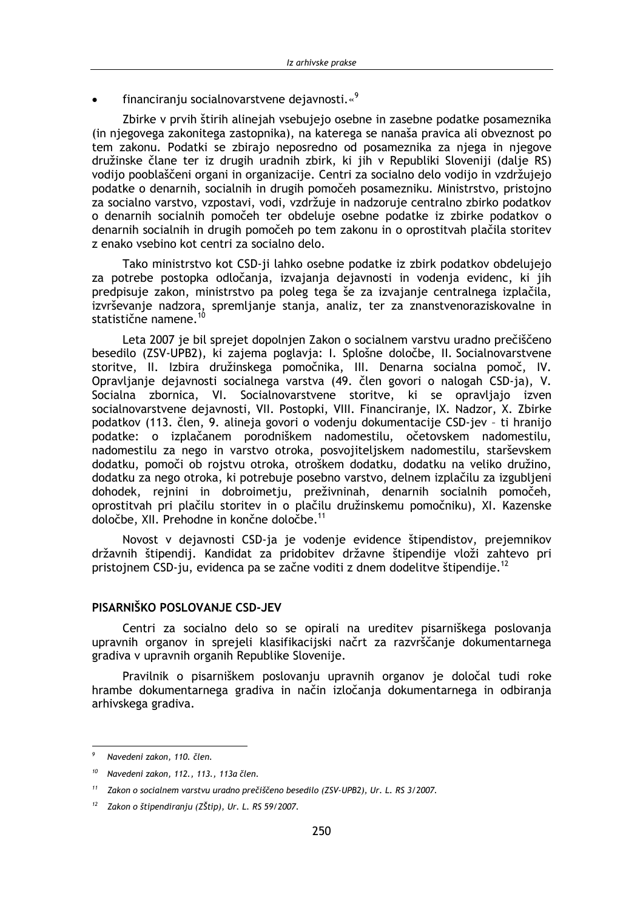- financiranju socialnovarstvene dejavnosti.«[9]

Zbirke v prvih štirih alinejah vsebujejo osebne in zasebne podatke posameznika (in njegovega zakonitega zastopnika), na katerega se nanaša pravica ali obveznost po tem zakonu. Podatki se zbirajo neposredno od posameznika za njega in njegove družinske člane ter iz drugih uradnih zbirk, ki jih v Republiki Sloveniji (dalje RS) vodijo pooblaščeni organi in organizacije. Centri za socialno delo vodijo in vzdržujejo podatke o denarnih, socialnih in drugih pomočeh posamezniku. Ministrstvo, pristojno za socialno varstvo, vzpostavi, vodi, vzdržuje in nadzoruje centralno zbirko podatkov o denarnih socialnih pomočeh ter obdeluje osebne podatke iz zbirke podatkov o denarnih socialnih in drugih pomočeh po tem zakonu in o oprostitvah plačila storitev z enako vsebino kot centri za socialno delo.

Tako ministrstvo kot CSD-ji lahko osebne podatke iz zbirk podatkov obdelujejo za potrebe postopka odločanja, izvajanja dejavnosti in vodenja evidenc, ki jih predpisuje zakon, ministrstvo pa poleg tega še za izvajanje centralnega izplačila, izvrševanje nadzora, spremljanje stanja, analiz, ter za znanstvenoraziskovalne in statistične namene.[10]

Leta 2007 je bil sprejet dopolnjen Zakon o socialnem varstvu uradno prečiščeno besedilo (ZSV-UPB2), ki zajema poglavja: I. Splošne določbe, II. Socialnovarstvene storitve, II. Izbira družinskega pomočnika, III. Denarna socialna pomoč, IV. Opravljanje dejavnosti socialnega varstva (49. člen govori o nalogah CSD-ja), V. Socialna zbornica, VI. Socialnovarstvene storitve, ki se opravljajo izven socialnovarstvene dejavnosti, VII. Postopki, VIII. Financiranje, IX. Nadzor, X. Zbirke podatkov (113. člen, 9. alineja govori o vodenju dokumentacije CSD-jev – ti hranijo podatke: o izplačanem porodniškem nadomestilu, očetovskem nadomestilu, nadomestilu za nego in varstvo otroka, posvojiteljskem nadomestilu, starševskem dodatku, pomoči ob rojstvu otroka, otroškem dodatku, dodatku na veliko družino, dodatku za nego otroka, ki potrebuje posebno varstvo, delnem izplačilu za izgubljeni dohodek, rejnini in dobroimetju, preživninah, denarnih socialnih pomočeh, oprostitvah pri plačilu storitev in o plačilu družinskemu pomočniku), XI. Kazenske določbe, XII. Prehodne in končne določbe.[11]

Novost v dejavnosti CSD-ja je vodenje evidence štipendistov, prejemnikov državnih štipendij. Kandidat za pridobitev državne štipendije vloži zahtevo pri pristojnem CSD-ju, evidenca pa se začne voditi z dnem dodelitve štipendije.[12]

## PISARNIŠKO POSLOVANJE CSD-JEV

Centri za socialno delo so se opirali na ureditev pisarniškega poslovanja upravnih organov in sprejeli klasifikacijski načrt za razvrščanje dokumentarnega gradiva v upravnih organih Republike Slovenije.

Pravilnik o pisarniškem poslovanju upravnih organov je določal tudi roke hrambe dokumentarnega gradiva in način izločanja dokumentarnega in odbiranja arhivskega gradiva.

---

[9] *Navedeni zakon, 110. člen.*

[10] *Navedeni zakon, 112., 113., 113a člen.*

[11] *Zakon o socialnem varstvu uradno prečiščeno besedilo (ZSV-UPB2), Ur. L. RS 3/2007.*

[12] *Zakon o štipendiranju (ZŠtip), Ur. L. RS 59/2007.*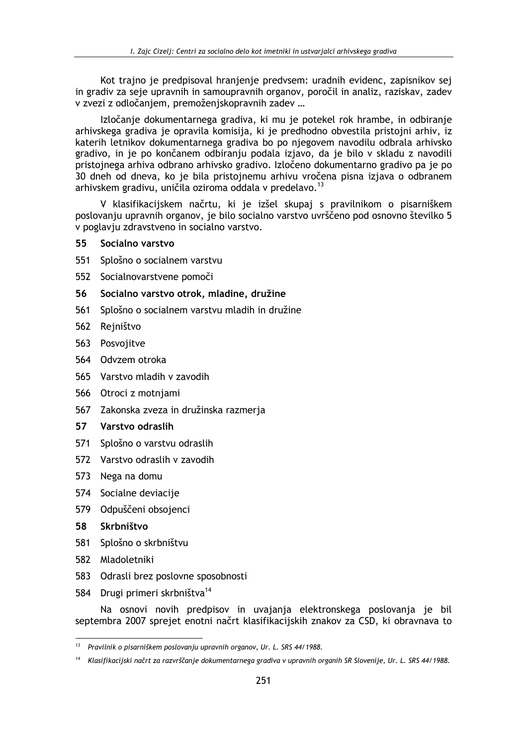Kot trajno je predpisoval hranjenje predvsem: uradnih evidenc, zapisnikov sej in gradiv za seje upravnih in samoupravnih organov, poročil in analiz, raziskav, zadev v zvezi z odločanjem, premoženjskopravnih zadev …

Izločanje dokumentarnega gradiva, ki mu je potekel rok hrambe, in odbiranje arhivskega gradiva je opravila komisija, ki je predhodno obvestila pristojni arhiv, iz katerih letnikov dokumentarnega gradiva bo po njegovem navodilu odbrala arhivsko gradivo, in je po končanem odbiranju podala izjavo, da je bilo v skladu z navodili pristojnega arhiva odbrano arhivsko gradivo. Izločeno dokumentarno gradivo pa je po 30 dneh od dneva, ko je bila pristojnemu arhivu vročena pisna izjava o odbranem arhivskem gradivu, uničila oziroma oddala v predelavo.[13]

V klasifikacijskem načrtu, ki je izšel skupaj s pravilnikom o pisarniškem poslovanju upravnih organov, je bilo socialno varstvo uvrščeno pod osnovno številko 5 v poglavju zdravstveno in socialno varstvo.

**55 Socialno varstvo**

551 Splošno o socialnem varstvu

552 Socialnovarstvene pomoči

**56 Socialno varstvo otrok, mladine, družine**

561 Splošno o socialnem varstvu mladih in družine

562 Rejništvo

563 Posvojitve

564 Odvzem otroka

565 Varstvo mladih v zavodih

566 Otroci z motnjami

567 Zakonska zveza in družinska razmerja

**57 Varstvo odraslih**

571 Splošno o varstvu odraslih

572 Varstvo odraslih v zavodih

573 Nega na domu

574 Socialne deviacije

579 Odpuščeni obsojenci

**58 Skrbništvo**

581 Splošno o skrbništvu

582 Mladoletniki

583 Odrasli brez poslovne sposobnosti

584 Drugi primeri skrbništva[14]

Na osnovi novih predpisov in uvajanja elektronskega poslovanja je bil septembra 2007 sprejet enotni načrt klasifikacijskih znakov za CSD, ki obravnava to

---

[13] *Pravilnik o pisarniškem poslovanju upravnih organov, Ur. L. SRS 44/1988.*

[14] *Klasifikacijski načrt za razvrščanje dokumentarnega gradiva v upravnih organih SR Slovenije, Ur. L. SRS 44/1988.*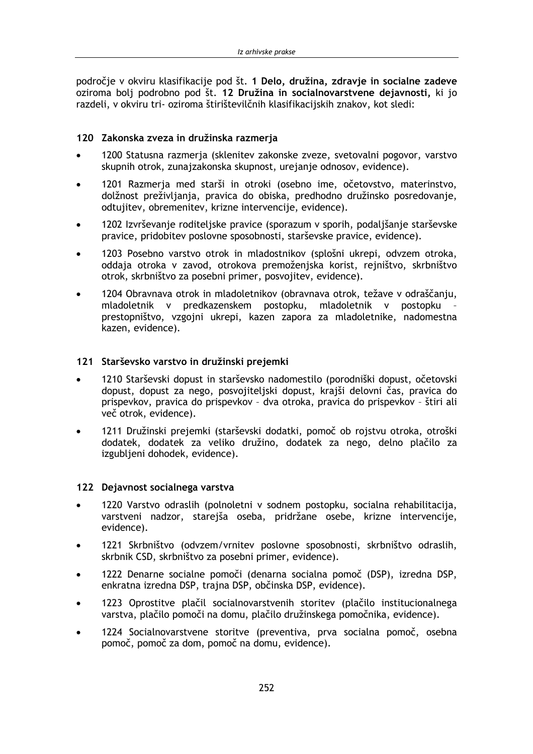področje v okviru klasifikacije pod št. **1 Delo, družina, zdravje in socialne zadeve** oziroma bolj podrobno pod št. **12 Družina in socialnovarstvene dejavnosti,** ki jo razdeli, v okviru tri- oziroma štirištevilčnih klasifikacijskih znakov, kot sledi:

### 120 Zakonska zveza in družinska razmerja

- 1200 Statusna razmerja (sklenitev zakonske zveze, svetovalni pogovor, varstvo skupnih otrok, zunajzakonska skupnost, urejanje odnosov, evidence).
- 1201 Razmerja med starši in otroki (osebno ime, očetovstvo, materinstvo, dolžnost preživljanja, pravica do obiska, predhodno družinsko posredovanje, odtujitev, obremenitev, krizne intervencije, evidence).
- 1202 Izvrševanje roditeljske pravice (sporazum v sporih, podaljšanje starševske pravice, pridobitev poslovne sposobnosti, starševske pravice, evidence).
- 1203 Posebno varstvo otrok in mladostnikov (splošni ukrepi, odvzem otroka, oddaja otroka v zavod, otrokova premoženjska korist, rejništvo, skrbništvo otrok, skrbništvo za posebni primer, posvojitev, evidence).
- 1204 Obravnava otrok in mladoletnikov (obravnava otrok, težave v odraščanju, mladoletnik v predkazenskem postopku, mladoletnik v postopku – prestopništvo, vzgojni ukrepi, kazen zapora za mladoletnike, nadomestna kazen, evidence).

### 121 Starševsko varstvo in družinski prejemki

- 1210 Starševski dopust in starševsko nadomestilo (porodniški dopust, očetovski dopust, dopust za nego, posvojiteljski dopust, krajši delovni čas, pravica do prispevkov, pravica do prispevkov – dva otroka, pravica do prispevkov – štiri ali več otrok, evidence).
- 1211 Družinski prejemki (starševski dodatki, pomoč ob rojstvu otroka, otroški dodatek, dodatek za veliko družino, dodatek za nego, delno plačilo za izgubljeni dohodek, evidence).

### 122 Dejavnost socialnega varstva

- 1220 Varstvo odraslih (polnoletni v sodnem postopku, socialna rehabilitacija, varstveni nadzor, starejša oseba, pridržane osebe, krizne intervencije, evidence).
- 1221 Skrbništvo (odvzem/vrnitev poslovne sposobnosti, skrbništvo odraslih, skrbnik CSD, skrbništvo za posebni primer, evidence).
- 1222 Denarne socialne pomoči (denarna socialna pomoč (DSP), izredna DSP, enkratna izredna DSP, trajna DSP, občinska DSP, evidence).
- 1223 Oprostitve plačil socialnovarstvenih storitev (plačilo institucionalnega varstva, plačilo pomoči na domu, plačilo družinskega pomočnika, evidence).
- 1224 Socialnovarstvene storitve (preventiva, prva socialna pomoč, osebna pomoč, pomoč za dom, pomoč na domu, evidence).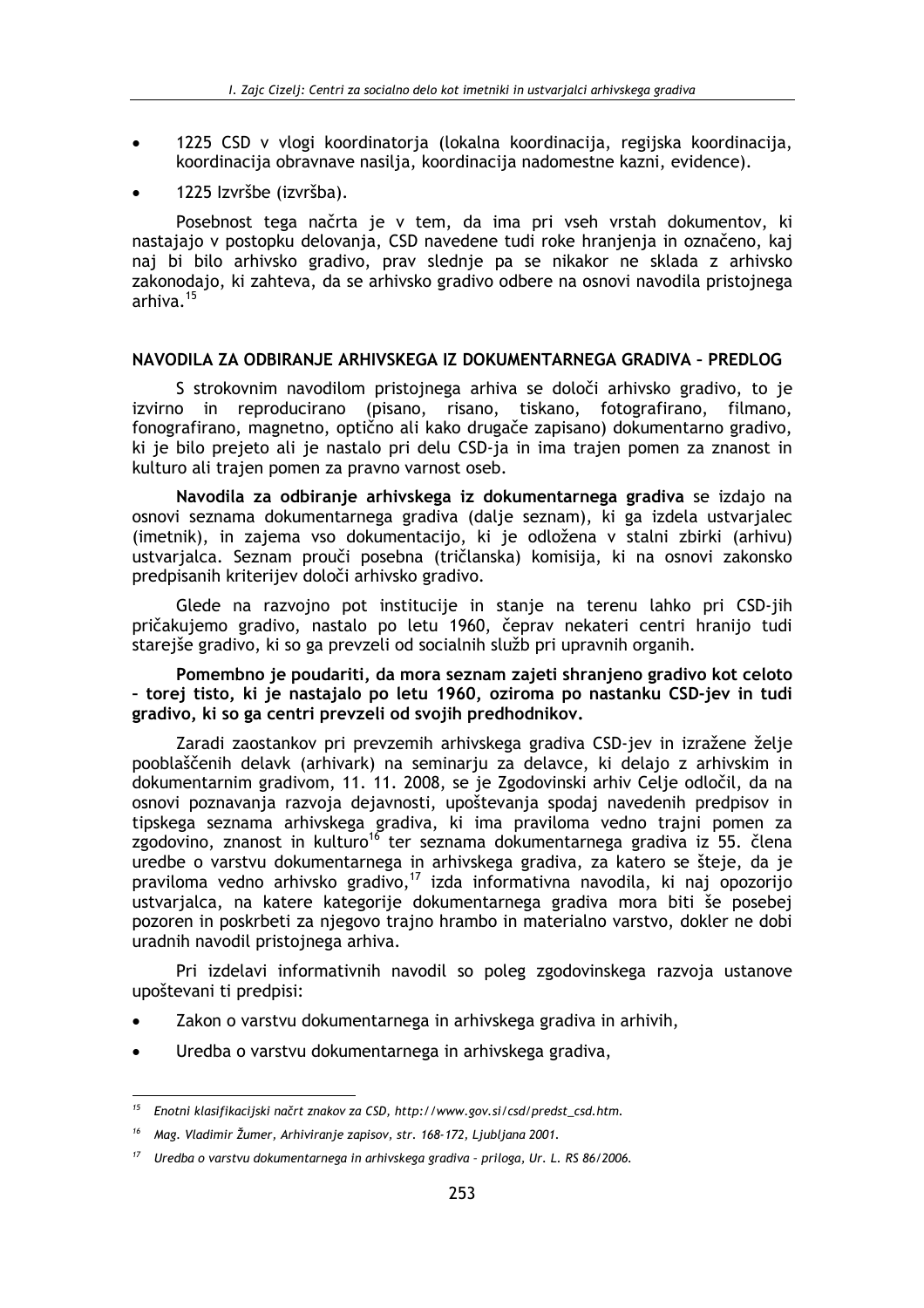- 1225 CSD v vlogi koordinatorja (lokalna koordinacija, regijska koordinacija, koordinacija obravnave nasilja, koordinacija nadomestne kazni, evidence).
- 1225 Izvršbe (izvršba).

Posebnost tega načrta je v tem, da ima pri vseh vrstah dokumentov, ki nastajajo v postopku delovanja, CSD navedene tudi roke hranjenja in označeno, kaj naj bi bilo arhivsko gradivo, prav slednje pa se nikakor ne sklada z arhivsko zakonodajo, ki zahteva, da se arhivsko gradivo odbere na osnovi navodila pristojnega arhiva.[15]

## NAVODILA ZA ODBIRANJE ARHIVSKEGA IZ DOKUMENTARNEGA GRADIVA – PREDLOG

S strokovnim navodilom pristojnega arhiva se določi arhivsko gradivo, to je izvirno in reproducirano (pisano, risano, tiskano, fotografirano, filmano, fonografirano, magnetno, optično ali kako drugače zapisano) dokumentarno gradivo, ki je bilo prejeto ali je nastalo pri delu CSD-ja in ima trajen pomen za znanost in kulturo ali trajen pomen za pravno varnost oseb.

**Navodila za odbiranje arhivskega iz dokumentarnega gradiva** se izdajo na osnovi seznama dokumentarnega gradiva (dalje seznam), ki ga izdela ustvarjalec (imetnik), in zajema vso dokumentacijo, ki je odložena v stalni zbirki (arhivu) ustvarjalca. Seznam prouči posebna (tričlanska) komisija, ki na osnovi zakonsko predpisanih kriterijev določi arhivsko gradivo.

Glede na razvojno pot institucije in stanje na terenu lahko pri CSD-jih pričakujemo gradivo, nastalo po letu 1960, čeprav nekateri centri hranijo tudi starejše gradivo, ki so ga prevzeli od socialnih služb pri upravnih organih.

**Pomembno je poudariti, da mora seznam zajeti shranjeno gradivo kot celoto – torej tisto, ki je nastajalo po letu 1960, oziroma po nastanku CSD-jev in tudi gradivo, ki so ga centri prevzeli od svojih predhodnikov.**

Zaradi zaostankov pri prevzemih arhivskega gradiva CSD-jev in izražene želje pooblaščenih delavk (arhivark) na seminarju za delavce, ki delajo z arhivskim in dokumentarnim gradivom, 11. 11. 2008, se je Zgodovinski arhiv Celje odločil, da na osnovi poznavanja razvoja dejavnosti, upoštevanja spodaj navedenih predpisov in tipskega seznama arhivskega gradiva, ki ima praviloma vedno trajni pomen za zgodovino, znanost in kulturo[16] ter seznama dokumentarnega gradiva iz 55. člena uredbe o varstvu dokumentarnega in arhivskega gradiva, za katero se šteje, da je praviloma vedno arhivsko gradivo,[17] izda informativna navodila, ki naj opozorijo ustvarjalca, na katere kategorije dokumentarnega gradiva mora biti še posebej pozoren in poskrbeti za njegovo trajno hrambo in materialno varstvo, dokler ne dobi uradnih navodil pristojnega arhiva.

Pri izdelavi informativnih navodil so poleg zgodovinskega razvoja ustanove upoštevani ti predpisi:

- Zakon o varstvu dokumentarnega in arhivskega gradiva in arhivih,
- Uredba o varstvu dokumentarnega in arhivskega gradiva,

---

[15] *Enotni klasifikacijski načrt znakov za CSD, http://www.gov.si/csd/predst_csd.htm.*

[16] *Mag. Vladimir Žumer, Arhiviranje zapisov, str. 168-172, Ljubljana 2001.*

[17] *Uredba o varstvu dokumentarnega in arhivskega gradiva – priloga, Ur. L. RS 86/2006.*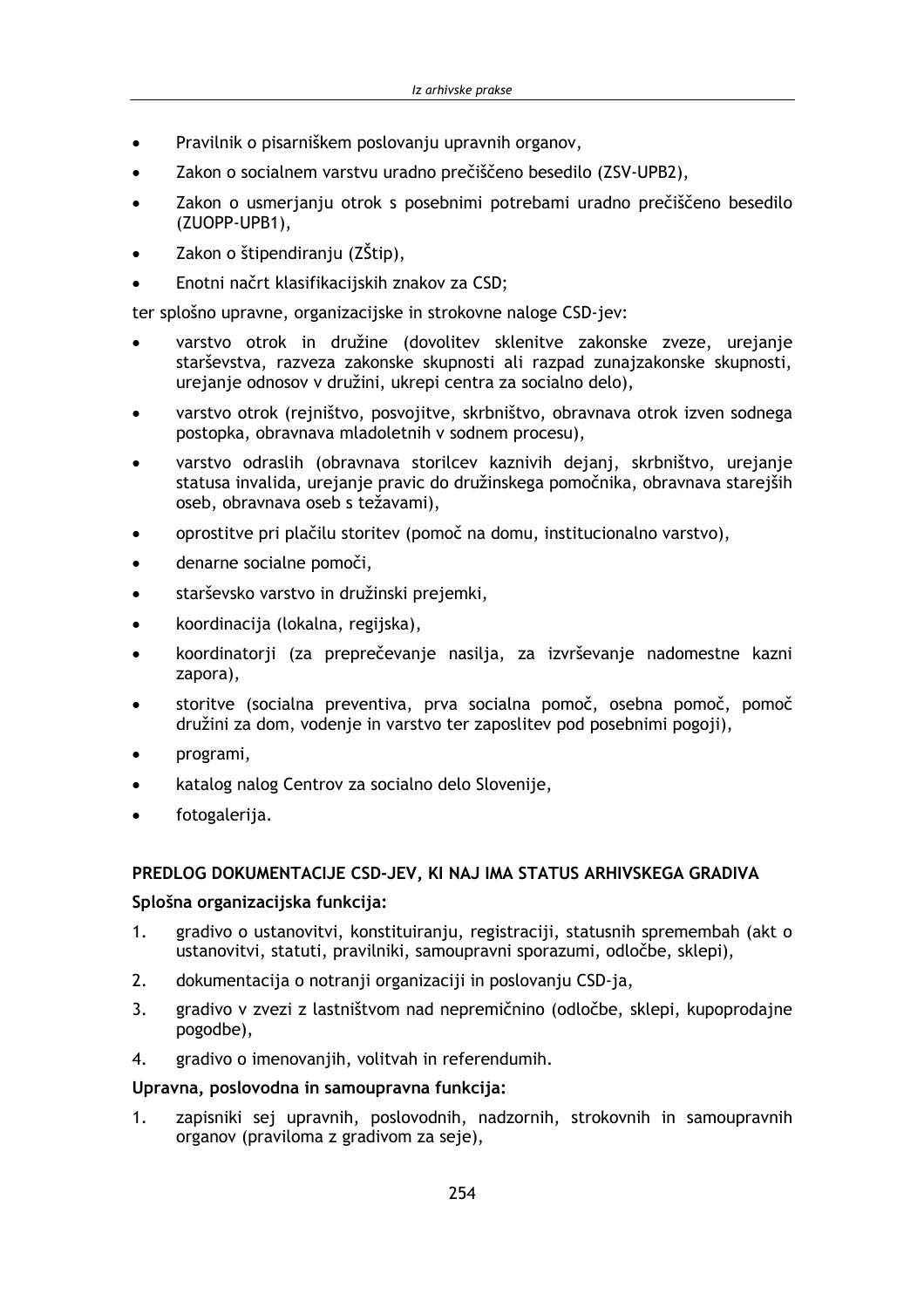- Pravilnik o pisarniškem poslovanju upravnih organov,
- Zakon o socialnem varstvu uradno prečiščeno besedilo (ZSV-UPB2),
- Zakon o usmerjanju otrok s posebnimi potrebami uradno prečiščeno besedilo (ZUOPP-UPB1),
- Zakon o štipendiranju (ZŠtip),
- Enotni načrt klasifikacijskih znakov za CSD;

ter splošno upravne, organizacijske in strokovne naloge CSD-jev:

- varstvo otrok in družine (dovolitev sklenitve zakonske zveze, urejanje starševstva, razveza zakonske skupnosti ali razpad zunajzakonske skupnosti, urejanje odnosov v družini, ukrepi centra za socialno delo),
- varstvo otrok (rejništvo, posvojitve, skrbništvo, obravnava otrok izven sodnega postopka, obravnava mladoletnih v sodnem procesu),
- varstvo odraslih (obravnava storilcev kaznivih dejanj, skrbništvo, urejanje statusa invalida, urejanje pravic do družinskega pomočnika, obravnava starejših oseb, obravnava oseb s težavami),
- oprostitve pri plačilu storitev (pomoč na domu, institucionalno varstvo),
- denarne socialne pomoči,
- starševsko varstvo in družinski prejemki,
- koordinacija (lokalna, regijska),
- koordinatorji (za preprečevanje nasilja, za izvrševanje nadomestne kazni zapora),
- storitve (socialna preventiva, prva socialna pomoč, osebna pomoč, pomoč družini za dom, vodenje in varstvo ter zaposlitev pod posebnimi pogoji),
- programi,
- katalog nalog Centrov za socialno delo Slovenije,
- fotogalerija.

**PREDLOG DOKUMENTACIJE CSD-JEV, KI NAJ IMA STATUS ARHIVSKEGA GRADIVA**

**Splošna organizacijska funkcija:**

1. gradivo o ustanovitvi, konstituiranju, registraciji, statusnih spremembah (akt o ustanovitvi, statuti, pravilniki, samoupravni sporazumi, odločbe, sklepi),
2. dokumentacija o notranji organizaciji in poslovanju CSD-ja,
3. gradivo v zvezi z lastništvom nad nepremičnino (odločbe, sklepi, kupoprodajne pogodbe),
4. gradivo o imenovanjih, volitvah in referendumih.

**Upravna, poslovodna in samoupravna funkcija:**

1. zapisniki sej upravnih, poslovodnih, nadzornih, strokovnih in samoupravnih organov (praviloma z gradivom za seje),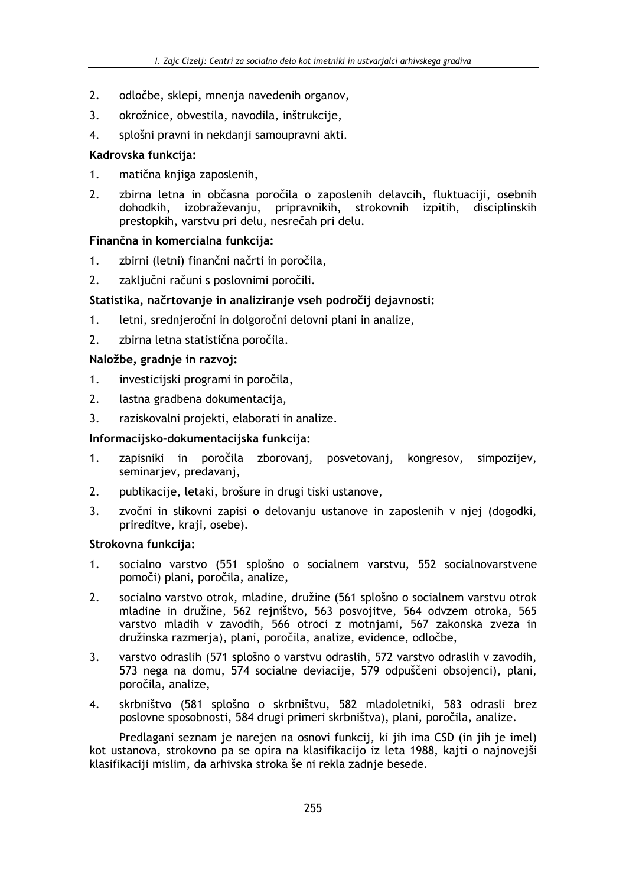2. odločbe, sklepi, mnenja navedenih organov,
3. okrožnice, obvestila, navodila, inštrukcije,
4. splošni pravni in nekdanji samoupravni akti.

**Kadrovska funkcija:**

1. matična knjiga zaposlenih,
2. zbirna letna in občasna poročila o zaposlenih delavcih, fluktuaciji, osebnih dohodkih, izobraževanju, pripravnikih, strokovnih izpitih, disciplinskih prestopkih, varstvu pri delu, nesrečah pri delu.

**Finančna in komercialna funkcija:**

1. zbirni (letni) finančni načrti in poročila,
2. zaključni računi s poslovnimi poročili.

**Statistika, načrtovanje in analiziranje vseh področij dejavnosti:**

1. letni, srednjeročni in dolgoročni delovni plani in analize,
2. zbirna letna statistična poročila.

**Naložbe, gradnje in razvoj:**

1. investicijski programi in poročila,
2. lastna gradbena dokumentacija,
3. raziskovalni projekti, elaborati in analize.

**Informacijsko-dokumentacijska funkcija:**

1. zapisniki in poročila zborovanj, posvetovanj, kongresov, simpozijev, seminarjev, predavanj,
2. publikacije, letaki, brošure in drugi tiski ustanove,
3. zvočni in slikovni zapisi o delovanju ustanove in zaposlenih v njej (dogodki, prireditve, kraji, osebe).

**Strokovna funkcija:**

1. socialno varstvo (551 splošno o socialnem varstvu, 552 socialnovarstvene pomoči) plani, poročila, analize,
2. socialno varstvo otrok, mladine, družine (561 splošno o socialnem varstvu otrok mladine in družine, 562 rejništvo, 563 posvojitve, 564 odvzem otroka, 565 varstvo mladih v zavodih, 566 otroci z motnjami, 567 zakonska zveza in družinska razmerja), plani, poročila, analize, evidence, odločbe,
3. varstvo odraslih (571 splošno o varstvu odraslih, 572 varstvo odraslih v zavodih, 573 nega na domu, 574 socialne deviacije, 579 odpuščeni obsojenci), plani, poročila, analize,
4. skrbništvo (581 splošno o skrbništvu, 582 mladoletniki, 583 odrasli brez poslovne sposobnosti, 584 drugi primeri skrbništva), plani, poročila, analize.

Predlagani seznam je narejen na osnovi funkcij, ki jih ima CSD (in jih je imel) kot ustanova, strokovno pa se opira na klasifikacijo iz leta 1988, kajti o najnovejši klasifikaciji mislim, da arhivska stroka še ni rekla zadnje besede.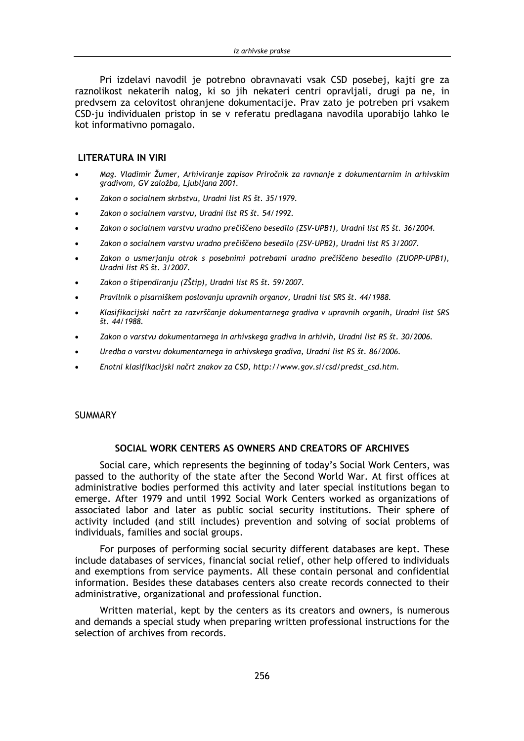Pri izdelavi navodil je potrebno obravnavati vsak CSD posebej, kajti gre za raznolikost nekaterih nalog, ki so jih nekateri centri opravljali, drugi pa ne, in predvsem za celovitost ohranjene dokumentacije. Prav zato je potreben pri vsakem CSD-ju individualen pristop in se v referatu predlagana navodila uporabijo lahko le kot informativno pomagalo.

## LITERATURA IN VIRI

- *Mag. Vladimir Žumer, Arhiviranje zapisov Priročnik za ravnanje z dokumentarnim in arhivskim gradivom, GV založba, Ljubljana 2001.*
- *Zakon o socialnem skrbstvu, Uradni list RS št. 35/1979.*
- *Zakon o socialnem varstvu, Uradni list RS št. 54/1992.*
- *Zakon o socialnem varstvu uradno prečiščeno besedilo (ZSV-UPB1), Uradni list RS št. 36/2004.*
- *Zakon o socialnem varstvu uradno prečiščeno besedilo (ZSV-UPB2), Uradni list RS 3/2007.*
- *Zakon o usmerjanju otrok s posebnimi potrebami uradno prečiščeno besedilo (ZUOPP-UPB1), Uradni list RS št. 3/2007.*
- *Zakon o štipendiranju (ZŠtip), Uradni list RS št. 59/2007.*
- *Pravilnik o pisarniškem poslovanju upravnih organov, Uradni list SRS št. 44/1988.*
- *Klasifikacijski načrt za razvrščanje dokumentarnega gradiva v upravnih organih, Uradni list SRS št. 44/1988.*
- *Zakon o varstvu dokumentarnega in arhivskega gradiva in arhivih, Uradni list RS št. 30/2006.*
- *Uredba o varstvu dokumentarnega in arhivskega gradiva, Uradni list RS št. 86/2006.*
- *Enotni klasifikacijski načrt znakov za CSD, http://www.gov.si/csd/predst_csd.htm.*

SUMMARY

### SOCIAL WORK CENTERS AS OWNERS AND CREATORS OF ARCHIVES

Social care, which represents the beginning of today's Social Work Centers, was passed to the authority of the state after the Second World War. At first offices at administrative bodies performed this activity and later special institutions began to emerge. After 1979 and until 1992 Social Work Centers worked as organizations of associated labor and later as public social security institutions. Their sphere of activity included (and still includes) prevention and solving of social problems of individuals, families and social groups.

For purposes of performing social security different databases are kept. These include databases of services, financial social relief, other help offered to individuals and exemptions from service payments. All these contain personal and confidential information. Besides these databases centers also create records connected to their administrative, organizational and professional function.

Written material, kept by the centers as its creators and owners, is numerous and demands a special study when preparing written professional instructions for the selection of archives from records.